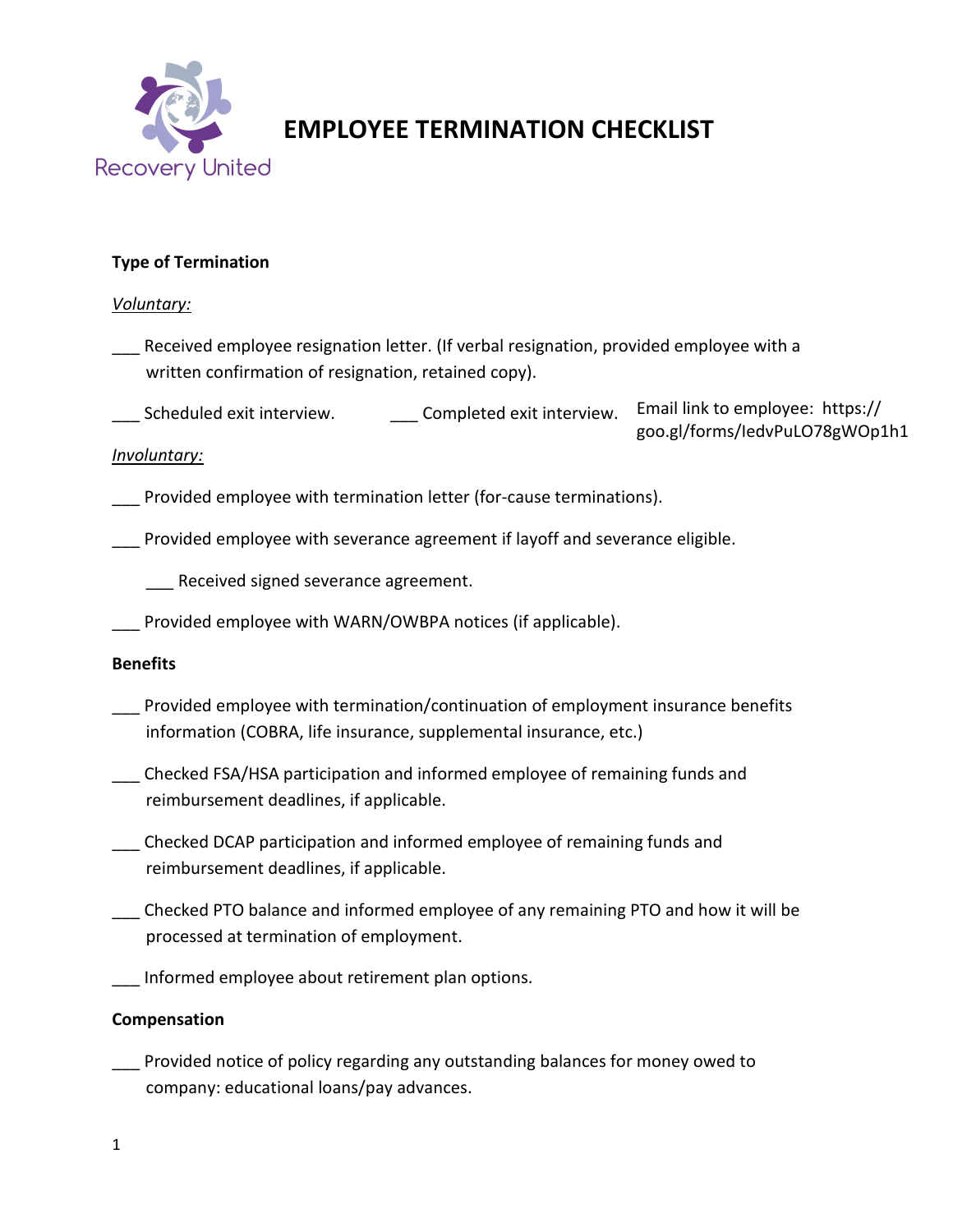Recovery United

# EMPLOYEE TERMINATION CHECKLIST

**Type of Termination**

*Voluntary:*

___ Received employee resignation letter. (If verbal resignation, provided employee with a written confirmation of resignation, retained copy).

___ Scheduled exit interview. ___ Completed exit interview. Email link to employee: https://goo.gl/forms/IedvPuLO78gWOp1h1

*Involuntary:*

___ Provided employee with termination letter (for-cause terminations).

___ Provided employee with severance agreement if layoff and severance eligible.

  ___ Received signed severance agreement.

___ Provided employee with WARN/OWBPA notices (if applicable).

**Benefits**

___ Provided employee with termination/continuation of employment insurance benefits information (COBRA, life insurance, supplemental insurance, etc.)

___ Checked FSA/HSA participation and informed employee of remaining funds and reimbursement deadlines, if applicable.

___ Checked DCAP participation and informed employee of remaining funds and reimbursement deadlines, if applicable.

___ Checked PTO balance and informed employee of any remaining PTO and how it will be processed at termination of employment.

___ Informed employee about retirement plan options.

**Compensation**

___ Provided notice of policy regarding any outstanding balances for money owed to company: educational loans/pay advances.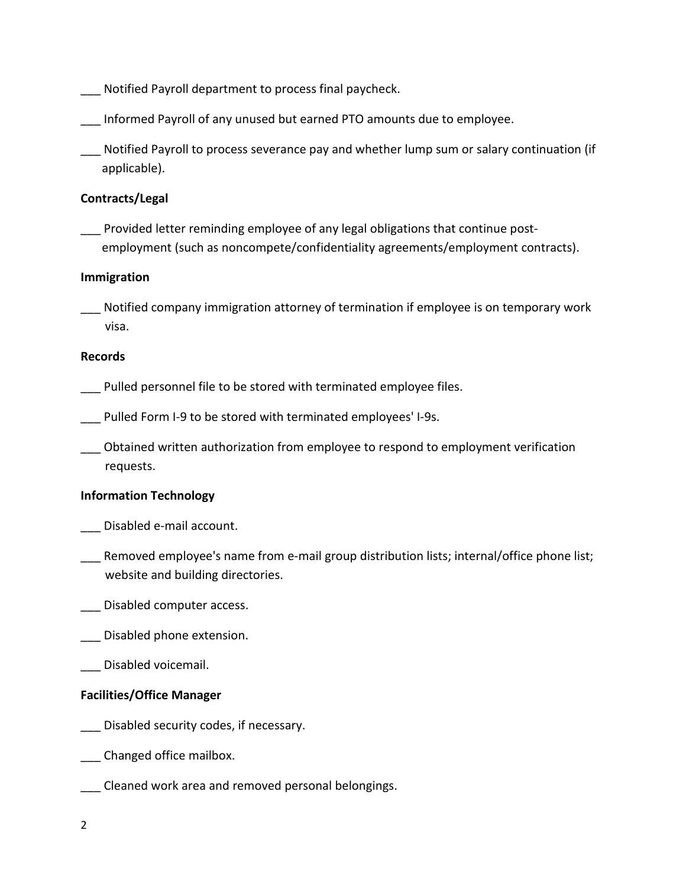___ Notified Payroll department to process final paycheck.

___ Informed Payroll of any unused but earned PTO amounts due to employee.

___ Notified Payroll to process severance pay and whether lump sum or salary continuation (if applicable).

**Contracts/Legal**

___ Provided letter reminding employee of any legal obligations that continue post-employment (such as noncompete/confidentiality agreements/employment contracts).

**Immigration**

___ Notified company immigration attorney of termination if employee is on temporary work visa.

**Records**

___ Pulled personnel file to be stored with terminated employee files.

___ Pulled Form I-9 to be stored with terminated employees' I-9s.

___ Obtained written authorization from employee to respond to employment verification requests.

**Information Technology**

___ Disabled e-mail account.

___ Removed employee's name from e-mail group distribution lists; internal/office phone list; website and building directories.

___ Disabled computer access.

___ Disabled phone extension.

___ Disabled voicemail.

**Facilities/Office Manager**

___ Disabled security codes, if necessary.

___ Changed office mailbox.

___ Cleaned work area and removed personal belongings.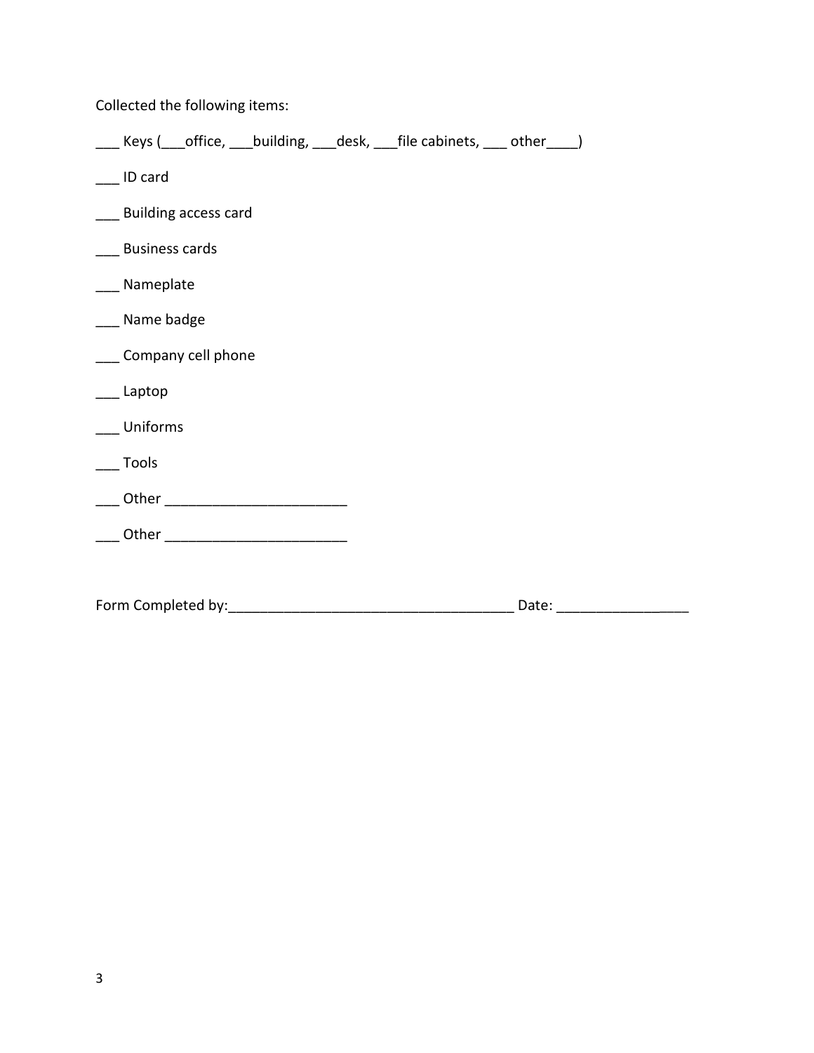Collected the following items:

___ Keys (___office, ___building, ___desk, ___file cabinets, ___ other____)

___ ID card

___ Building access card

___ Business cards

___ Nameplate

___ Name badge

___ Company cell phone

___ Laptop

___ Uniforms

___ Tools

___ Other _______________________

___ Other _______________________

Form Completed by:____________________________________ Date: _________________